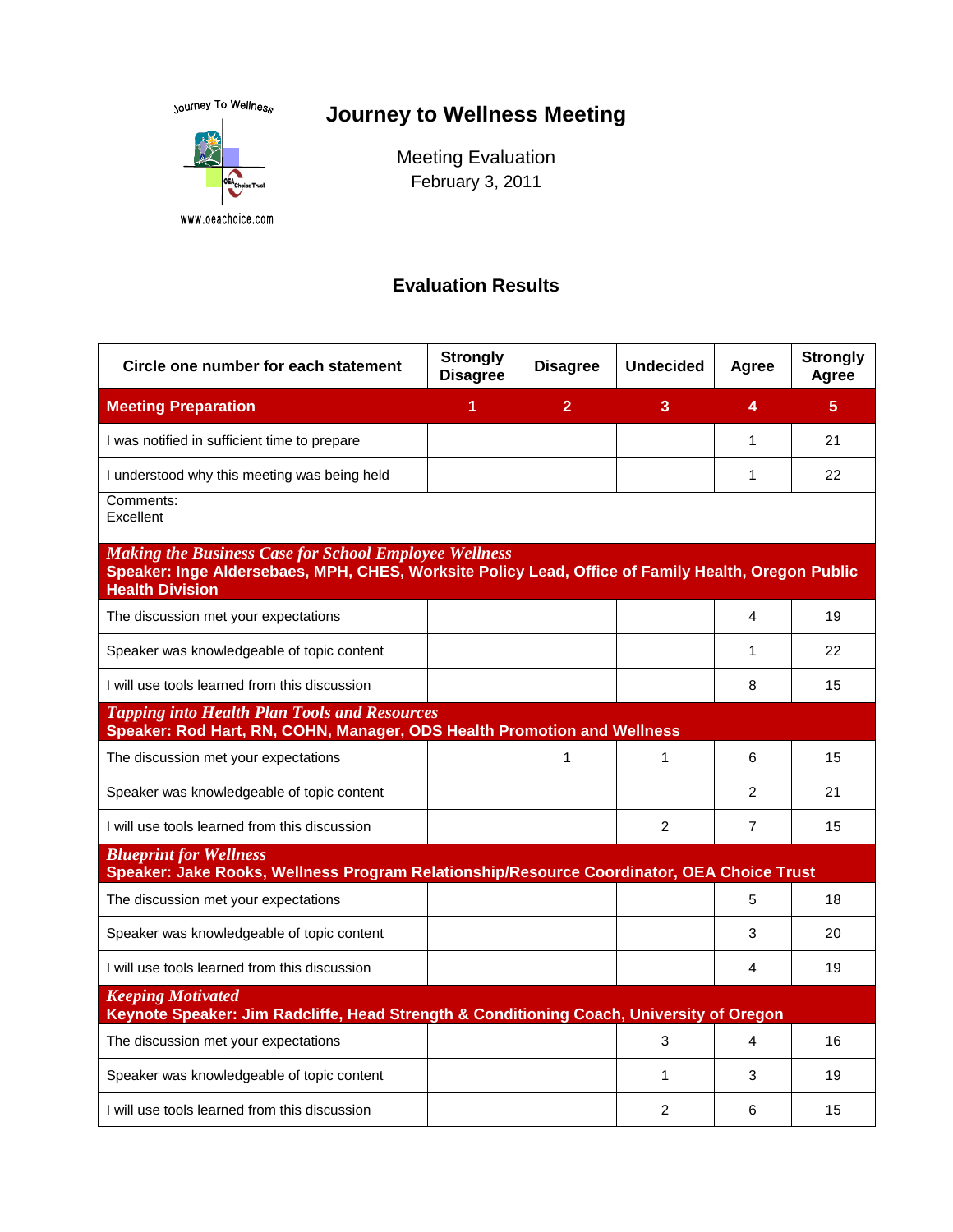Journey To Wellness

www.oeachoice.com

# Journey to Wellness Meeting

Meeting Evaluation
February 3, 2011

## Evaluation Results

| Circle one number for each statement | Strongly Disagree | Disagree | Undecided | Agree | Strongly Agree |
|---|---|---|---|---|---|
| **Meeting Preparation** | **1** | **2** | **3** | **4** | **5** |
| I was notified in sufficient time to prepare | | | | 1 | 21 |
| I understood why this meeting was being held | | | | 1 | 22 |
| Comments: Excellent | | | | | |
| ***Making the Business Case for School Employee Wellness*** **Speaker: Inge Aldersebaes, MPH, CHES, Worksite Policy Lead, Office of Family Health, Oregon Public Health Division** | | | | | |
| The discussion met your expectations | | | | 4 | 19 |
| Speaker was knowledgeable of topic content | | | | 1 | 22 |
| I will use tools learned from this discussion | | | | 8 | 15 |
| ***Tapping into Health Plan Tools and Resources*** **Speaker: Rod Hart, RN, COHN, Manager, ODS Health Promotion and Wellness** | | | | | |
| The discussion met your expectations | | 1 | 1 | 6 | 15 |
| Speaker was knowledgeable of topic content | | | | 2 | 21 |
| I will use tools learned from this discussion | | | 2 | 7 | 15 |
| ***Blueprint for Wellness*** **Speaker: Jake Rooks, Wellness Program Relationship/Resource Coordinator, OEA Choice Trust** | | | | | |
| The discussion met your expectations | | | | 5 | 18 |
| Speaker was knowledgeable of topic content | | | | 3 | 20 |
| I will use tools learned from this discussion | | | | 4 | 19 |
| ***Keeping Motivated*** **Keynote Speaker: Jim Radcliffe, Head Strength & Conditioning Coach, University of Oregon** | | | | | |
| The discussion met your expectations | | | 3 | 4 | 16 |
| Speaker was knowledgeable of topic content | | | 1 | 3 | 19 |
| I will use tools learned from this discussion | | | 2 | 6 | 15 |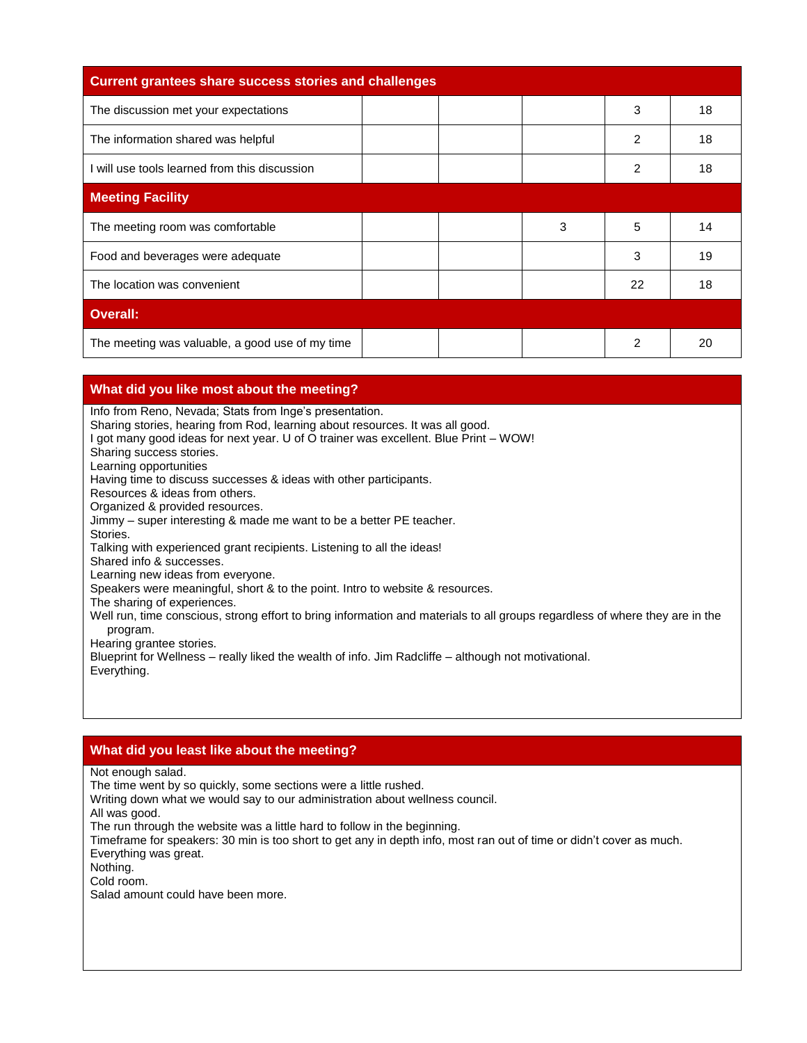| Current grantees share success stories and challenges | | | | | |
|---|---|---|---|---|---|
| The discussion met your expectations | | | | 3 | 18 |
| The information shared was helpful | | | | 2 | 18 |
| I will use tools learned from this discussion | | | | 2 | 18 |
| **Meeting Facility** | | | | | |
| The meeting room was comfortable | | | 3 | 5 | 14 |
| Food and beverages were adequate | | | | 3 | 19 |
| The location was convenient | | | | 22 | 18 |
| **Overall:** | | | | | |
| The meeting was valuable, a good use of my time | | | | 2 | 20 |

## What did you like most about the meeting?

Info from Reno, Nevada; Stats from Inge's presentation.
Sharing stories, hearing from Rod, learning about resources. It was all good.
I got many good ideas for next year. U of O trainer was excellent. Blue Print – WOW!
Sharing success stories.
Learning opportunities
Having time to discuss successes & ideas with other participants.
Resources & ideas from others.
Organized & provided resources.
Jimmy – super interesting & made me want to be a better PE teacher.
Stories.
Talking with experienced grant recipients. Listening to all the ideas!
Shared info & successes.
Learning new ideas from everyone.
Speakers were meaningful, short & to the point. Intro to website & resources.
The sharing of experiences.
Well run, time conscious, strong effort to bring information and materials to all groups regardless of where they are in the program.
Hearing grantee stories.
Blueprint for Wellness – really liked the wealth of info. Jim Radcliffe – although not motivational.
Everything.

## What did you least like about the meeting?

Not enough salad.
The time went by so quickly, some sections were a little rushed.
Writing down what we would say to our administration about wellness council.
All was good.
The run through the website was a little hard to follow in the beginning.
Timeframe for speakers: 30 min is too short to get any in depth info, most ran out of time or didn't cover as much.
Everything was great.
Nothing.
Cold room.
Salad amount could have been more.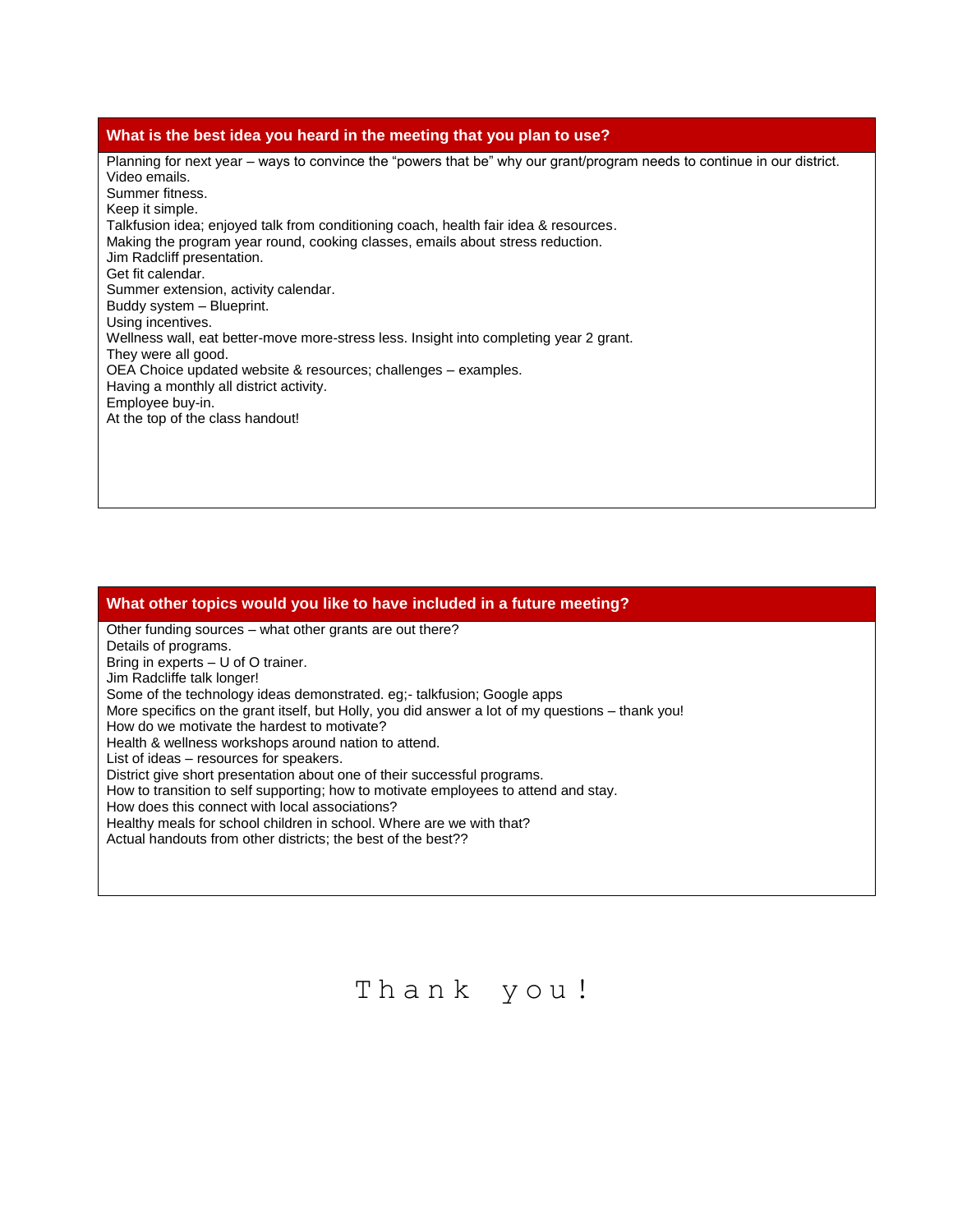## What is the best idea you heard in the meeting that you plan to use?

Planning for next year – ways to convince the "powers that be" why our grant/program needs to continue in our district.
Video emails.
Summer fitness.
Keep it simple.
Talkfusion idea; enjoyed talk from conditioning coach, health fair idea & resources.
Making the program year round, cooking classes, emails about stress reduction.
Jim Radcliff presentation.
Get fit calendar.
Summer extension, activity calendar.
Buddy system – Blueprint.
Using incentives.
Wellness wall, eat better-move more-stress less. Insight into completing year 2 grant.
They were all good.
OEA Choice updated website & resources; challenges – examples.
Having a monthly all district activity.
Employee buy-in.
At the top of the class handout!

## What other topics would you like to have included in a future meeting?

Other funding sources – what other grants are out there?
Details of programs.
Bring in experts – U of O trainer.
Jim Radcliffe talk longer!
Some of the technology ideas demonstrated. eg;- talkfusion; Google apps
More specifics on the grant itself, but Holly, you did answer a lot of my questions – thank you!
How do we motivate the hardest to motivate?
Health & wellness workshops around nation to attend.
List of ideas – resources for speakers.
District give short presentation about one of their successful programs.
How to transition to self supporting; how to motivate employees to attend and stay.
How does this connect with local associations?
Healthy meals for school children in school. Where are we with that?
Actual handouts from other districts; the best of the best??

Thank you!